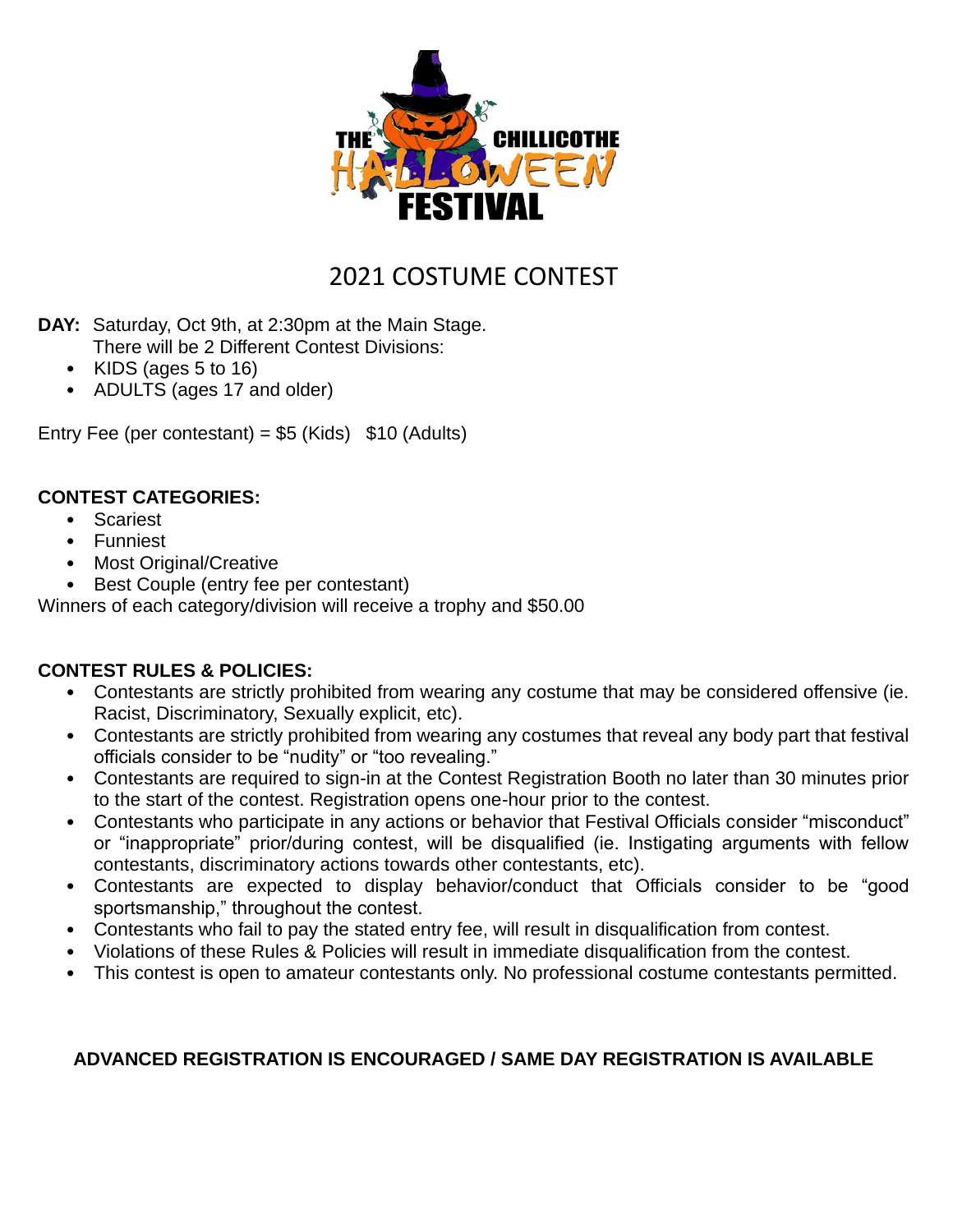THE CHILLICOTHE HALLOWEEN FESTIVAL

# 2021 COSTUME CONTEST

**DAY:** Saturday, Oct 9th, at 2:30pm at the Main Stage.
There will be 2 Different Contest Divisions:

- KIDS (ages 5 to 16)
- ADULTS (ages 17 and older)

Entry Fee (per contestant) = $5 (Kids) $10 (Adults)

**CONTEST CATEGORIES:**

- Scariest
- Funniest
- Most Original/Creative
- Best Couple (entry fee per contestant)

Winners of each category/division will receive a trophy and $50.00

**CONTEST RULES & POLICIES:**

- Contestants are strictly prohibited from wearing any costume that may be considered offensive (ie. Racist, Discriminatory, Sexually explicit, etc).
- Contestants are strictly prohibited from wearing any costumes that reveal any body part that festival officials consider to be "nudity" or "too revealing."
- Contestants are required to sign-in at the Contest Registration Booth no later than 30 minutes prior to the start of the contest. Registration opens one-hour prior to the contest.
- Contestants who participate in any actions or behavior that Festival Officials consider "misconduct" or "inappropriate" prior/during contest, will be disqualified (ie. Instigating arguments with fellow contestants, discriminatory actions towards other contestants, etc).
- Contestants are expected to display behavior/conduct that Officials consider to be "good sportsmanship," throughout the contest.
- Contestants who fail to pay the stated entry fee, will result in disqualification from contest.
- Violations of these Rules & Policies will result in immediate disqualification from the contest.
- This contest is open to amateur contestants only. No professional costume contestants permitted.

**ADVANCED REGISTRATION IS ENCOURAGED / SAME DAY REGISTRATION IS AVAILABLE**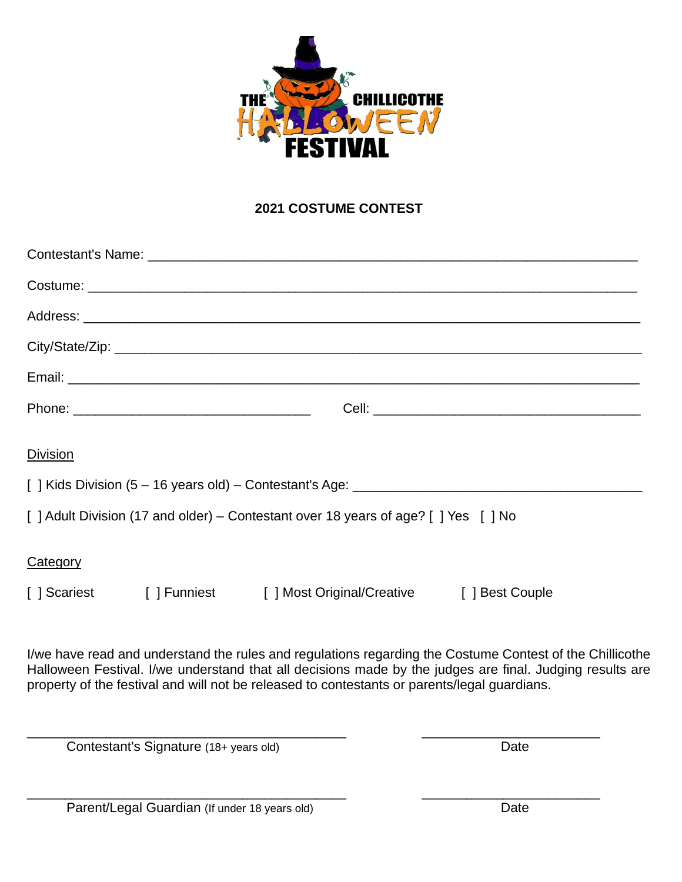THE CHILLICOTHE HALLOWEEN FESTIVAL

**2021 COSTUME CONTEST**

Contestant's Name: ___________________________________________________________

Costume: _______________________________________________________________________

Address: _______________________________________________________________________

City/State/Zip: _________________________________________________________________

Email: _________________________________________________________________________

Phone: ______________________________ Cell: __________________________________

Division

[ ] Kids Division (5 – 16 years old) – Contestant's Age: ______________________________

[ ] Adult Division (17 and older) – Contestant over 18 years of age? [ ] Yes [ ] No

Category

[ ] Scariest [ ] Funniest [ ] Most Original/Creative [ ] Best Couple

I/we have read and understand the rules and regulations regarding the Costume Contest of the Chillicothe Halloween Festival. I/we understand that all decisions made by the judges are final. Judging results are property of the festival and will not be released to contestants or parents/legal guardians.

________________________________________ ________________________

Contestant's Signature (18+ years old) Date

________________________________________ ________________________

Parent/Legal Guardian (If under 18 years old) Date